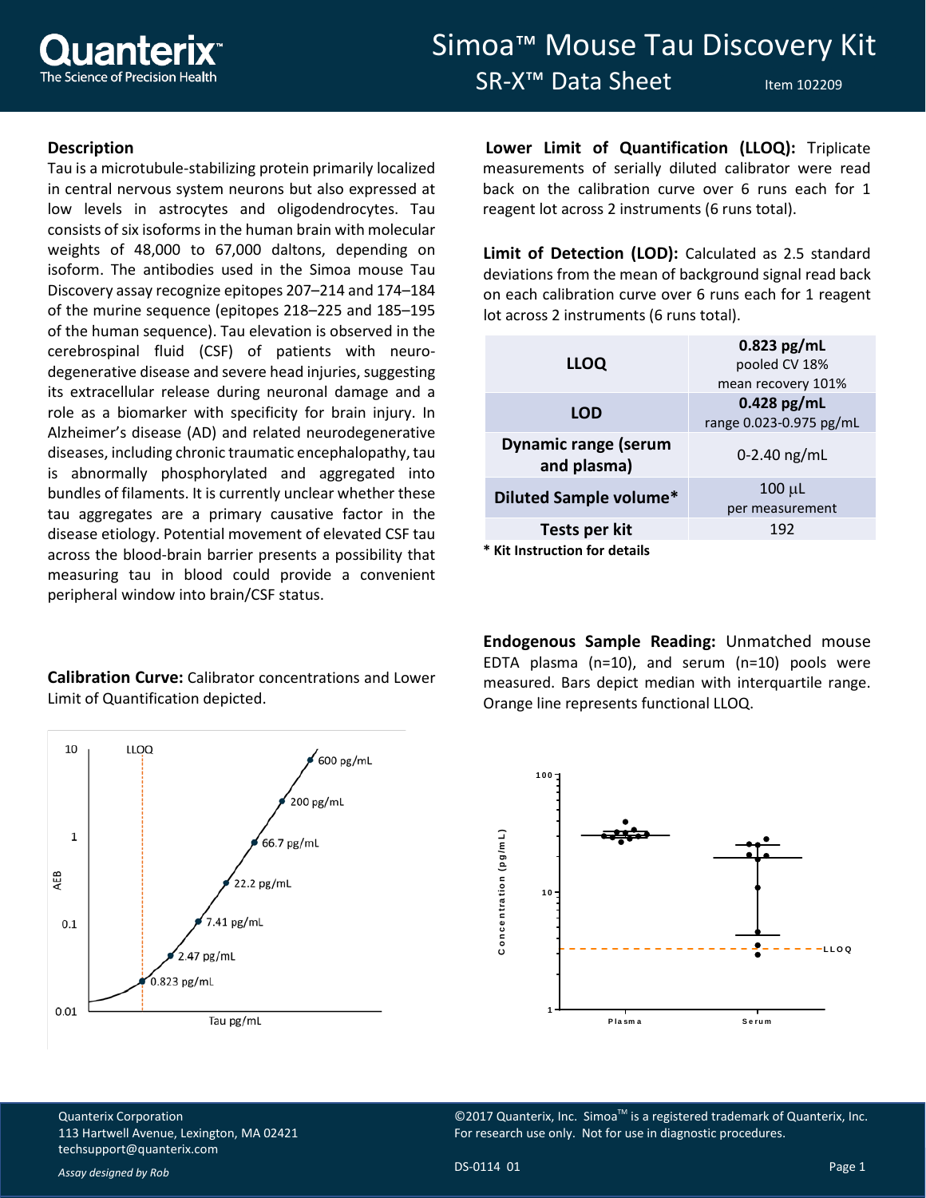# Simoa™ Mouse Tau Discovery Kit

## SR-X™ Data Sheet

Item 102209

### Description

Tau is a microtubule-stabilizing protein primarily localized in central nervous system neurons but also expressed at low levels in astrocytes and oligodendrocytes. Tau consists of six isoforms in the human brain with molecular weights of 48,000 to 67,000 daltons, depending on isoform. The antibodies used in the Simoa mouse Tau Discovery assay recognize epitopes 207–214 and 174–184 of the murine sequence (epitopes 218–225 and 185–195 of the human sequence). Tau elevation is observed in the cerebrospinal fluid (CSF) of patients with neuro-degenerative disease and severe head injuries, suggesting its extracellular release during neuronal damage and a role as a biomarker with specificity for brain injury. In Alzheimer's disease (AD) and related neurodegenerative diseases, including chronic traumatic encephalopathy, tau is abnormally phosphorylated and aggregated into bundles of filaments. It is currently unclear whether these tau aggregates are a primary causative factor in the disease etiology. Potential movement of elevated CSF tau across the blood-brain barrier presents a possibility that measuring tau in blood could provide a convenient peripheral window into brain/CSF status.

**Lower Limit of Quantification (LLOQ):** Triplicate measurements of serially diluted calibrator were read back on the calibration curve over 6 runs each for 1 reagent lot across 2 instruments (6 runs total).

**Limit of Detection (LOD):** Calculated as 2.5 standard deviations from the mean of background signal read back on each calibration curve over 6 runs each for 1 reagent lot across 2 instruments (6 runs total).

| | |
|---|---|
| **LLOQ** | **0.823 pg/mL** pooled CV 18% mean recovery 101% |
| **LOD** | **0.428 pg/mL** range 0.023-0.975 pg/mL |
| **Dynamic range (serum and plasma)** | 0-2.40 ng/mL |
| **Diluted Sample volume*** | 100 µL per measurement |
| **Tests per kit** | 192 |

**\* Kit Instruction for details**

**Calibration Curve:** Calibrator concentrations and Lower Limit of Quantification depicted.

**Endogenous Sample Reading:** Unmatched mouse EDTA plasma (n=10), and serum (n=10) pools were measured. Bars depict median with interquartile range. Orange line represents functional LLOQ.

Quanterix Corporation
113 Hartwell Avenue, Lexington, MA 02421
techsupport@quanterix.com

*Assay designed by Rob*

©2017 Quanterix, Inc. Simoa™ is a registered trademark of Quanterix, Inc.
For research use only. Not for use in diagnostic procedures.

DS-0114 01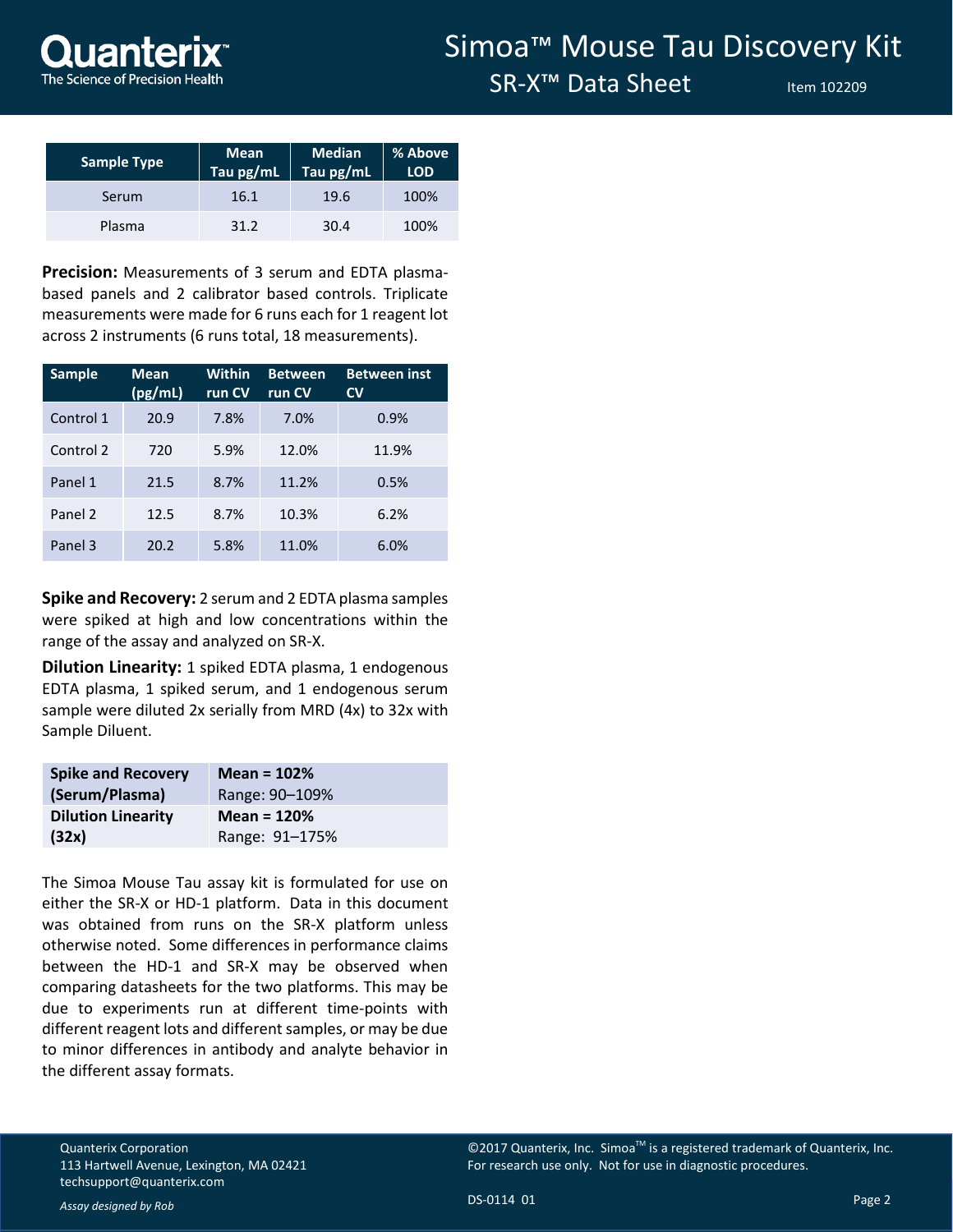| Sample Type | Mean Tau pg/mL | Median Tau pg/mL | % Above LOD |
|---|---|---|---|
| Serum | 16.1 | 19.6 | 100% |
| Plasma | 31.2 | 30.4 | 100% |

**Precision:** Measurements of 3 serum and EDTA plasma-based panels and 2 calibrator based controls. Triplicate measurements were made for 6 runs each for 1 reagent lot across 2 instruments (6 runs total, 18 measurements).

| Sample | Mean (pg/mL) | Within run CV | Between run CV | Between inst CV |
|---|---|---|---|---|
| Control 1 | 20.9 | 7.8% | 7.0% | 0.9% |
| Control 2 | 720 | 5.9% | 12.0% | 11.9% |
| Panel 1 | 21.5 | 8.7% | 11.2% | 0.5% |
| Panel 2 | 12.5 | 8.7% | 10.3% | 6.2% |
| Panel 3 | 20.2 | 5.8% | 11.0% | 6.0% |

**Spike and Recovery:** 2 serum and 2 EDTA plasma samples were spiked at high and low concentrations within the range of the assay and analyzed on SR-X.

**Dilution Linearity:** 1 spiked EDTA plasma, 1 endogenous EDTA plasma, 1 spiked serum, and 1 endogenous serum sample were diluted 2x serially from MRD (4x) to 32x with Sample Diluent.

| | |
|---|---|
| **Spike and Recovery (Serum/Plasma)** | **Mean = 102%** Range: 90–109% |
| **Dilution Linearity (32x)** | **Mean = 120%** Range: 91–175% |

The Simoa Mouse Tau assay kit is formulated for use on either the SR-X or HD-1 platform. Data in this document was obtained from runs on the SR-X platform unless otherwise noted. Some differences in performance claims between the HD-1 and SR-X may be observed when comparing datasheets for the two platforms. This may be due to experiments run at different time-points with different reagent lots and different samples, or may be due to minor differences in antibody and analyte behavior in the different assay formats.